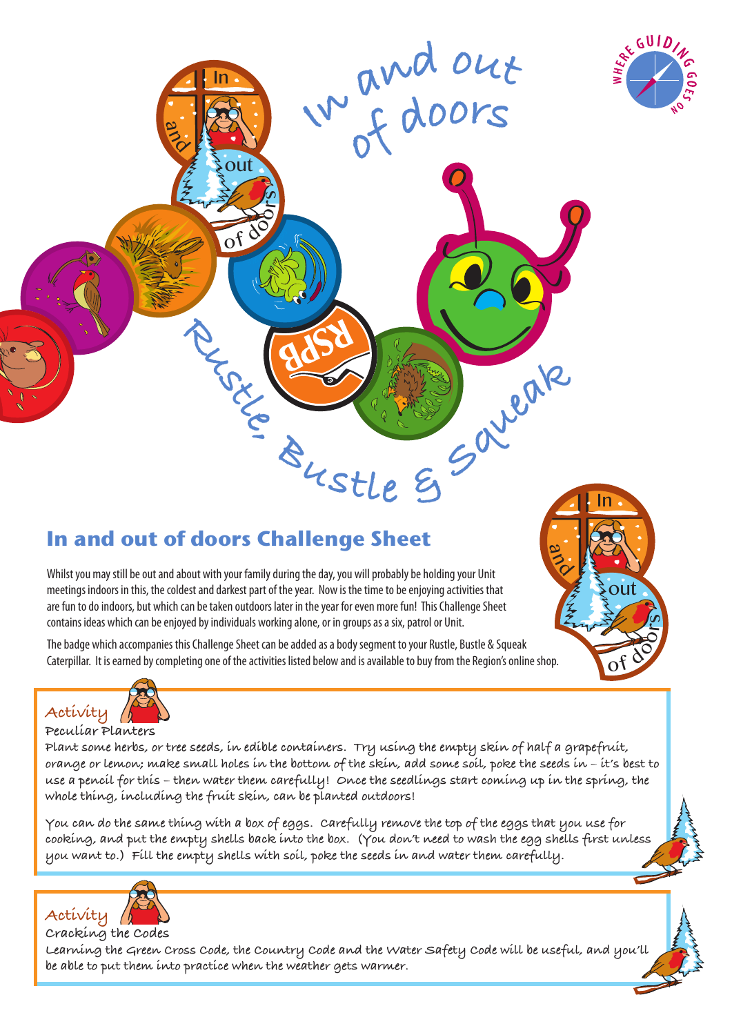# In and out of doors

Rustle, Bustle & Squeak

## In and out of doors Challenge Sheet

Whilst you may still be out and about with your family during the day, you will probably be holding your Unit meetings indoors in this, the coldest and darkest part of the year. Now is the time to be enjoying activities that are fun to do indoors, but which can be taken outdoors later in the year for even more fun! This Challenge Sheet contains ideas which can be enjoyed by individuals working alone, or in groups as a six, patrol or Unit.

The badge which accompanies this Challenge Sheet can be added as a body segment to your Rustle, Bustle & Squeak Caterpillar. It is earned by completing one of the activities listed below and is available to buy from the Region's online shop.

### Activity

**Peculiar Planters**

Plant some herbs, or tree seeds, in edible containers. Try using the empty skin of half a grapefruit, orange or lemon; make small holes in the bottom of the skin, add some soil, poke the seeds in – it's best to use a pencil for this – then water them carefully! Once the seedlings start coming up in the spring, the whole thing, including the fruit skin, can be planted outdoors!

You can do the same thing with a box of eggs. Carefully remove the top of the eggs that you use for cooking, and put the empty shells back into the box. (You don't need to wash the egg shells first unless you want to.) Fill the empty shells with soil, poke the seeds in and water them carefully.

### Activity

**Cracking the Codes**

Learning the Green Cross Code, the Country Code and the Water Safety Code will be useful, and you'll be able to put them into practice when the weather gets warmer.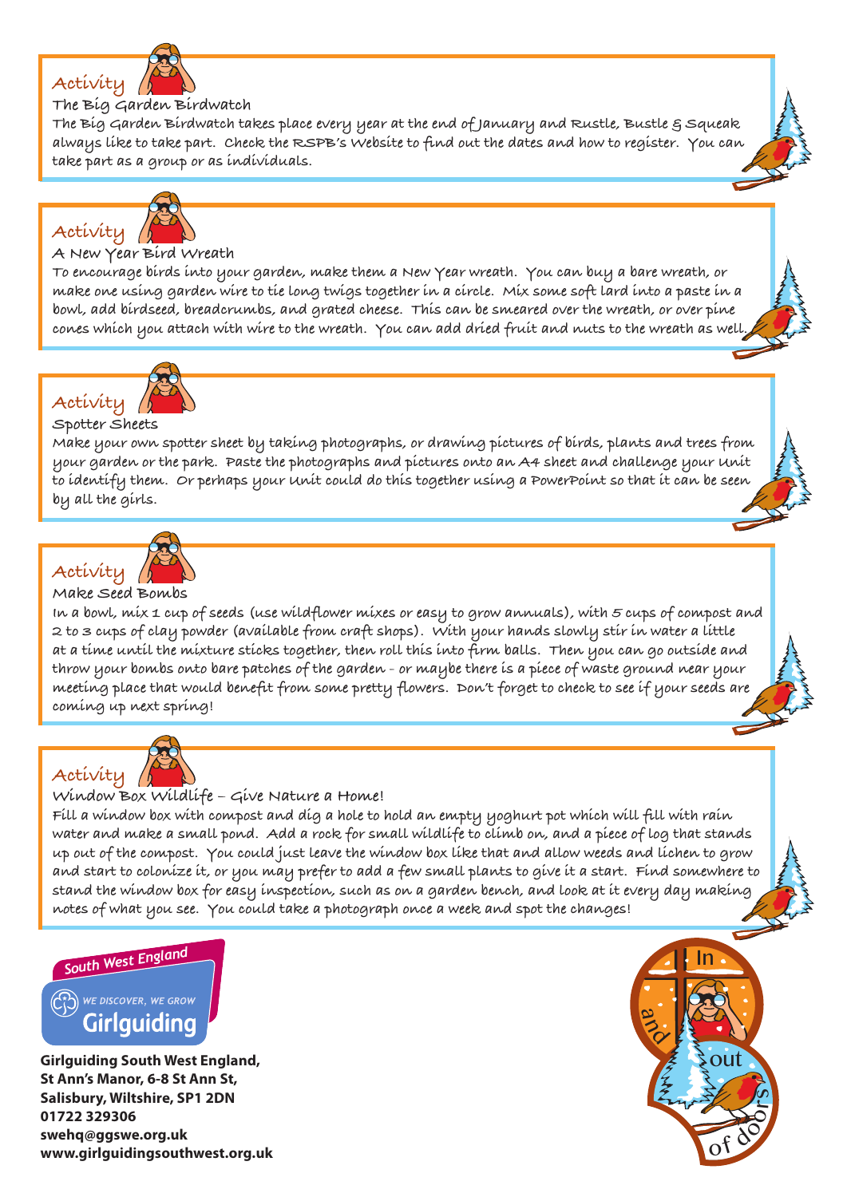## Activity

### The Big Garden Birdwatch

The Big Garden Birdwatch takes place every year at the end of January and Rustle, Bustle & Squeak always like to take part. Check the RSPB's Website to find out the dates and how to register. You can take part as a group or as individuals.

## Activity

### A New Year Bird Wreath

To encourage birds into your garden, make them a New Year wreath. You can buy a bare wreath, or make one using garden wire to tie long twigs together in a circle. Mix some soft lard into a paste in a bowl, add birdseed, breadcrumbs, and grated cheese. This can be smeared over the wreath, or over pine cones which you attach with wire to the wreath. You can add dried fruit and nuts to the wreath as well.

## Activity

### Spotter Sheets

Make your own spotter sheet by taking photographs, or drawing pictures of birds, plants and trees from your garden or the park. Paste the photographs and pictures onto an A4 sheet and challenge your Unit to identify them. Or perhaps your Unit could do this together using a PowerPoint so that it can be seen by all the girls.

## Activity

### Make Seed Bombs

In a bowl, mix 1 cup of seeds (use wildflower mixes or easy to grow annuals), with 5 cups of compost and 2 to 3 cups of clay powder (available from craft shops). With your hands slowly stir in water a little at a time until the mixture sticks together, then roll this into firm balls. Then you can go outside and throw your bombs onto bare patches of the garden - or maybe there is a piece of waste ground near your meeting place that would benefit from some pretty flowers. Don't forget to check to see if your seeds are coming up next spring!

## Activity

### Window Box Wildlife – Give Nature a Home!

Fill a window box with compost and dig a hole to hold an empty yoghurt pot which will fill with rain water and make a small pond. Add a rock for small wildlife to climb on, and a piece of log that stands up out of the compost. You could just leave the window box like that and allow weeds and lichen to grow and start to colonize it, or you may prefer to add a few small plants to give it a start. Find somewhere to stand the window box for easy inspection, such as on a garden bench, and look at it every day making notes of what you see. You could take a photograph once a week and spot the changes!

South West England

WE DISCOVER, WE GROW

Girlguiding

**Girlguiding South West England,**
**St Ann's Manor, 6-8 St Ann St,**
**Salisbury, Wiltshire, SP1 2DN**
**01722 329306**
**swehq@ggswe.org.uk**
**www.girlguidingsouthwest.org.uk**

In and out of doors